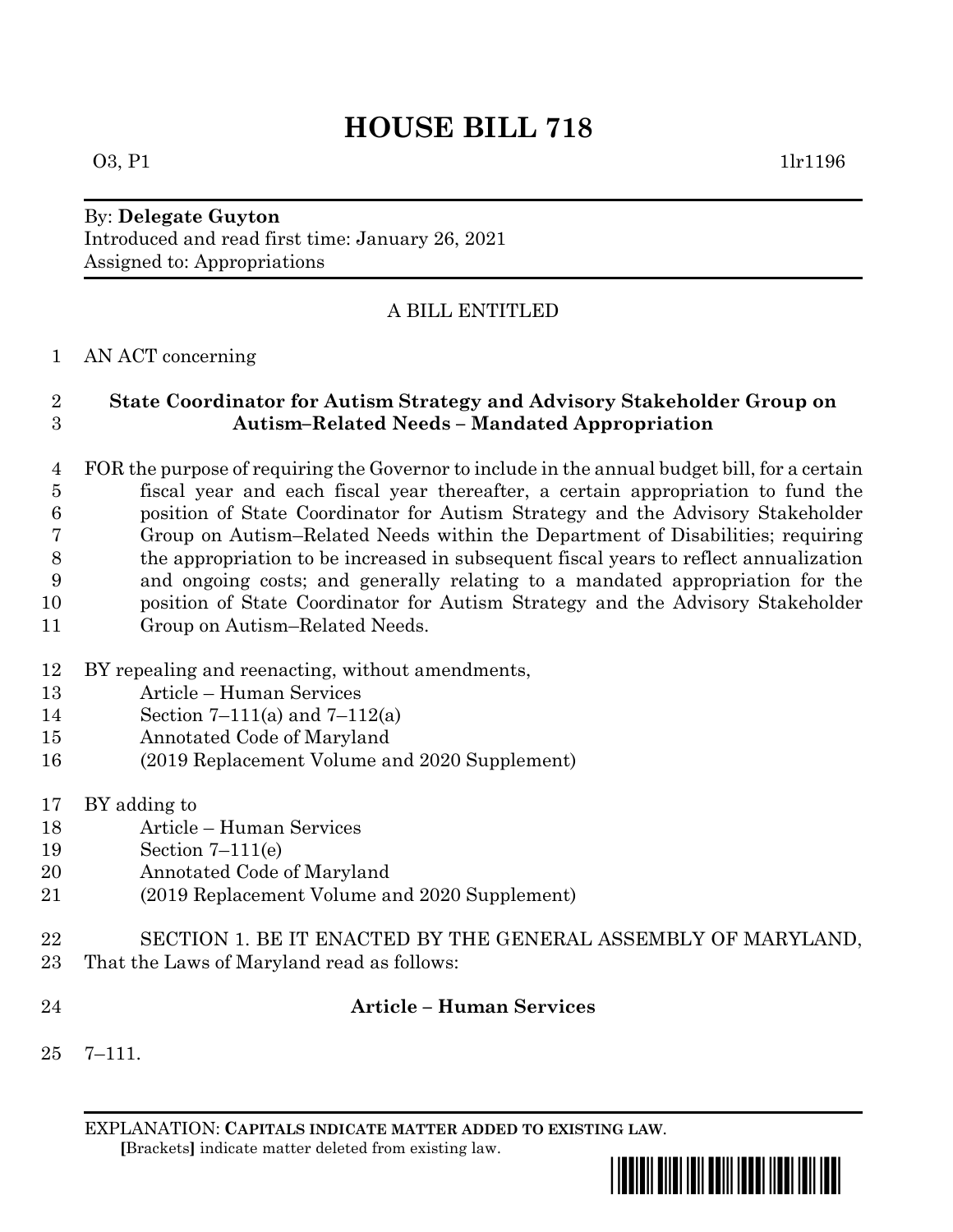# HOUSE BILL 718

O3, P1 1lr1196

By: **Delegate Guyton**
Introduced and read first time: January 26, 2021
Assigned to: Appropriations

A BILL ENTITLED

AN ACT concerning

**State Coordinator for Autism Strategy and Advisory Stakeholder Group on Autism–Related Needs – Mandated Appropriation**

FOR the purpose of requiring the Governor to include in the annual budget bill, for a certain fiscal year and each fiscal year thereafter, a certain appropriation to fund the position of State Coordinator for Autism Strategy and the Advisory Stakeholder Group on Autism–Related Needs within the Department of Disabilities; requiring the appropriation to be increased in subsequent fiscal years to reflect annualization and ongoing costs; and generally relating to a mandated appropriation for the position of State Coordinator for Autism Strategy and the Advisory Stakeholder Group on Autism–Related Needs.

BY repealing and reenacting, without amendments,
Article – Human Services
Section 7–111(a) and 7–112(a)
Annotated Code of Maryland
(2019 Replacement Volume and 2020 Supplement)

BY adding to
Article – Human Services
Section 7–111(e)
Annotated Code of Maryland
(2019 Replacement Volume and 2020 Supplement)

SECTION 1. BE IT ENACTED BY THE GENERAL ASSEMBLY OF MARYLAND, That the Laws of Maryland read as follows:

**Article – Human Services**

7–111.

EXPLANATION: **CAPITALS INDICATE MATTER ADDED TO EXISTING LAW.**
**[**Brackets**]** indicate matter deleted from existing law.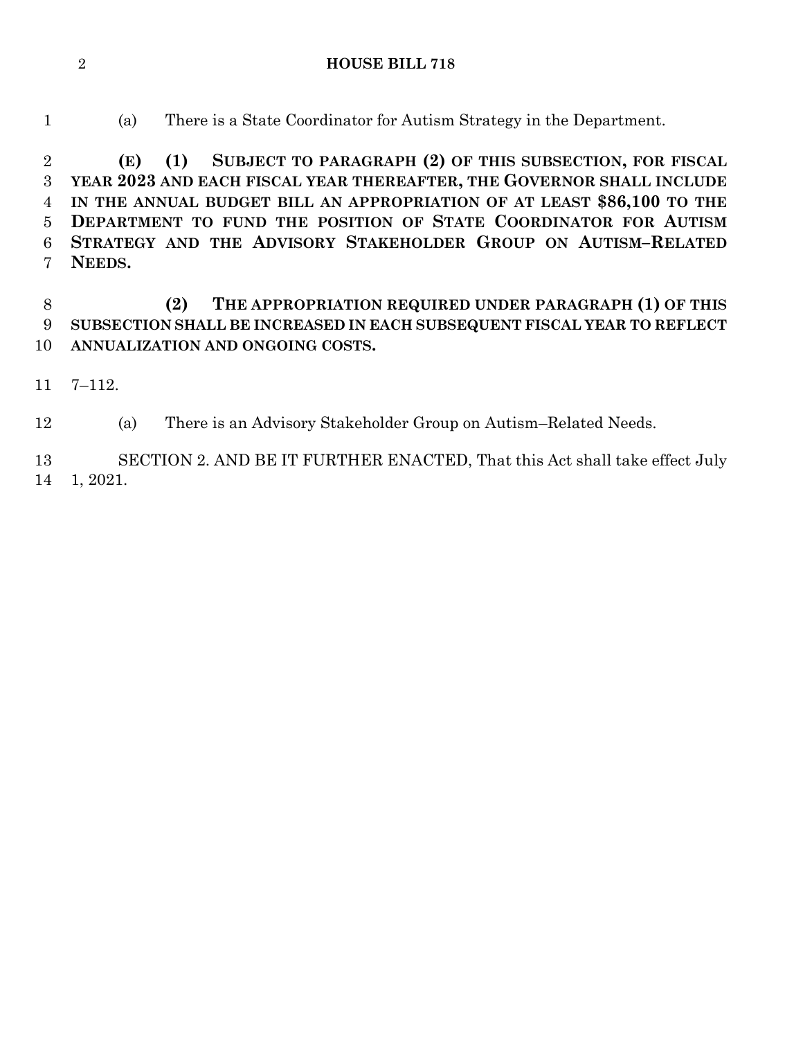(a) There is a State Coordinator for Autism Strategy in the Department.

**(E) (1) SUBJECT TO PARAGRAPH (2) OF THIS SUBSECTION, FOR FISCAL YEAR 2023 AND EACH FISCAL YEAR THEREAFTER, THE GOVERNOR SHALL INCLUDE IN THE ANNUAL BUDGET BILL AN APPROPRIATION OF AT LEAST $86,100 TO THE DEPARTMENT TO FUND THE POSITION OF STATE COORDINATOR FOR AUTISM STRATEGY AND THE ADVISORY STAKEHOLDER GROUP ON AUTISM–RELATED NEEDS.**

**(2) THE APPROPRIATION REQUIRED UNDER PARAGRAPH (1) OF THIS SUBSECTION SHALL BE INCREASED IN EACH SUBSEQUENT FISCAL YEAR TO REFLECT ANNUALIZATION AND ONGOING COSTS.**

7–112.

(a) There is an Advisory Stakeholder Group on Autism–Related Needs.

SECTION 2. AND BE IT FURTHER ENACTED, That this Act shall take effect July 1, 2021.